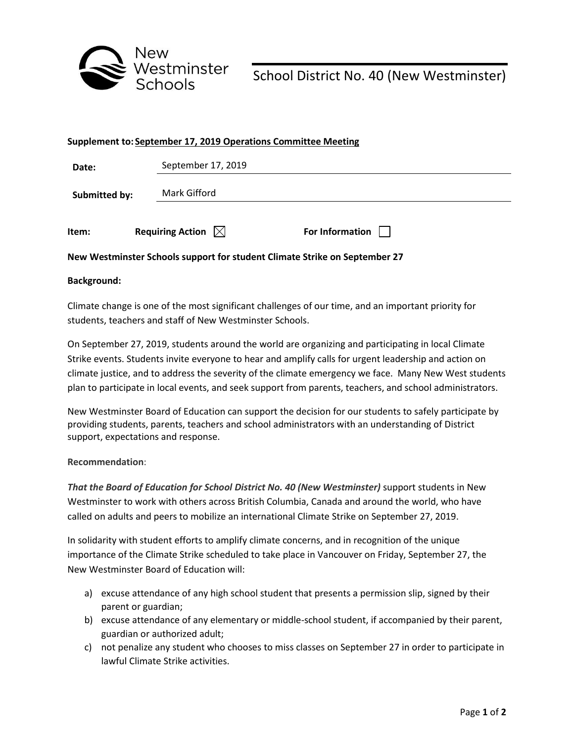New Westminster Schools

School District No. 40 (New Westminster)

**Supplement to: September 17, 2019 Operations Committee Meeting**

| | |
|---|---|
| **Date:** | September 17, 2019 |
| **Submitted by:** | Mark Gifford |

**Item:** **Requiring Action** ☒ **For Information** ☐

**New Westminster Schools support for student Climate Strike on September 27**

**Background:**

Climate change is one of the most significant challenges of our time, and an important priority for students, teachers and staff of New Westminster Schools.

On September 27, 2019, students around the world are organizing and participating in local Climate Strike events. Students invite everyone to hear and amplify calls for urgent leadership and action on climate justice, and to address the severity of the climate emergency we face. Many New West students plan to participate in local events, and seek support from parents, teachers, and school administrators.

New Westminster Board of Education can support the decision for our students to safely participate by providing students, parents, teachers and school administrators with an understanding of District support, expectations and response.

**Recommendation**:

***That the Board of Education for School District No. 40 (New Westminster)*** support students in New Westminster to work with others across British Columbia, Canada and around the world, who have called on adults and peers to mobilize an international Climate Strike on September 27, 2019.

In solidarity with student efforts to amplify climate concerns, and in recognition of the unique importance of the Climate Strike scheduled to take place in Vancouver on Friday, September 27, the New Westminster Board of Education will:

a) excuse attendance of any high school student that presents a permission slip, signed by their parent or guardian;
b) excuse attendance of any elementary or middle-school student, if accompanied by their parent, guardian or authorized adult;
c) not penalize any student who chooses to miss classes on September 27 in order to participate in lawful Climate Strike activities.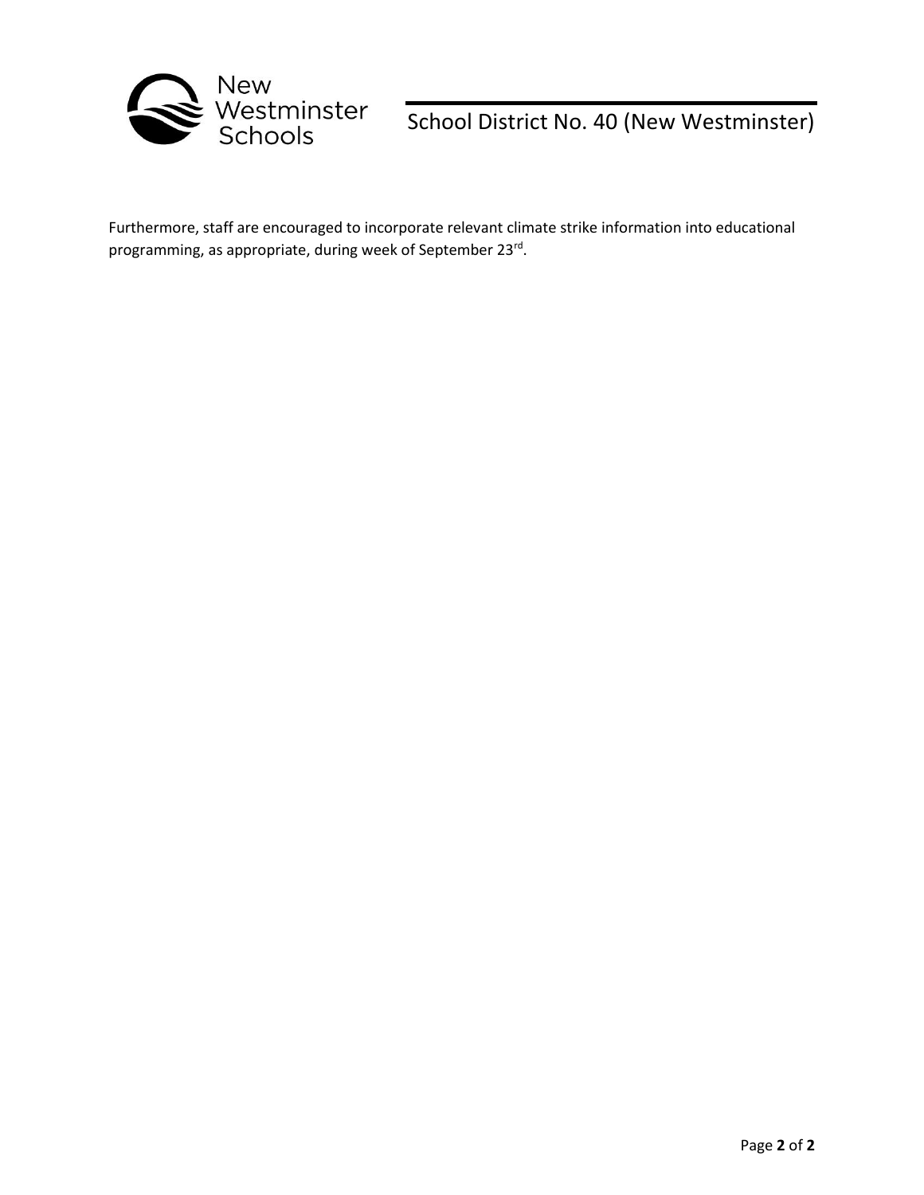Furthermore, staff are encouraged to incorporate relevant climate strike information into educational programming, as appropriate, during week of September 23rd.